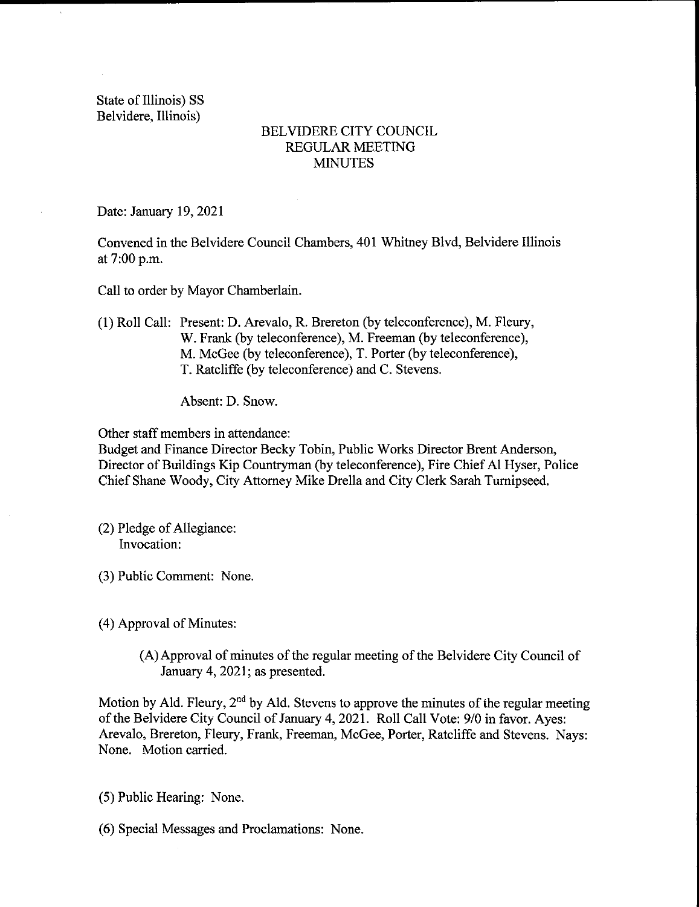State of Illinois) SS
Belvidere, Illinois)

# BELVIDERE CITY COUNCIL
## REGULAR MEETING
## MINUTES

Date: January 19, 2021

Convened in the Belvidere Council Chambers, 401 Whitney Blvd, Belvidere Illinois at 7:00 p.m.

Call to order by Mayor Chamberlain.

(1) Roll Call: Present: D. Arevalo, R. Brereton (by teleconference), M. Fleury, W. Frank (by teleconference), M. Freeman (by teleconference), M. McGee (by teleconference), T. Porter (by teleconference), T. Ratcliffe (by teleconference) and C. Stevens.

Absent: D. Snow.

Other staff members in attendance:
Budget and Finance Director Becky Tobin, Public Works Director Brent Anderson, Director of Buildings Kip Countryman (by teleconference), Fire Chief Al Hyser, Police Chief Shane Woody, City Attorney Mike Drella and City Clerk Sarah Turnipseed.

(2) Pledge of Allegiance:
Invocation:

(3) Public Comment: None.

(4) Approval of Minutes:

(A) Approval of minutes of the regular meeting of the Belvidere City Council of January 4, 2021; as presented.

Motion by Ald. Fleury, 2nd by Ald. Stevens to approve the minutes of the regular meeting of the Belvidere City Council of January 4, 2021. Roll Call Vote: 9/0 in favor. Ayes: Arevalo, Brereton, Fleury, Frank, Freeman, McGee, Porter, Ratcliffe and Stevens. Nays: None. Motion carried.

(5) Public Hearing: None.

(6) Special Messages and Proclamations: None.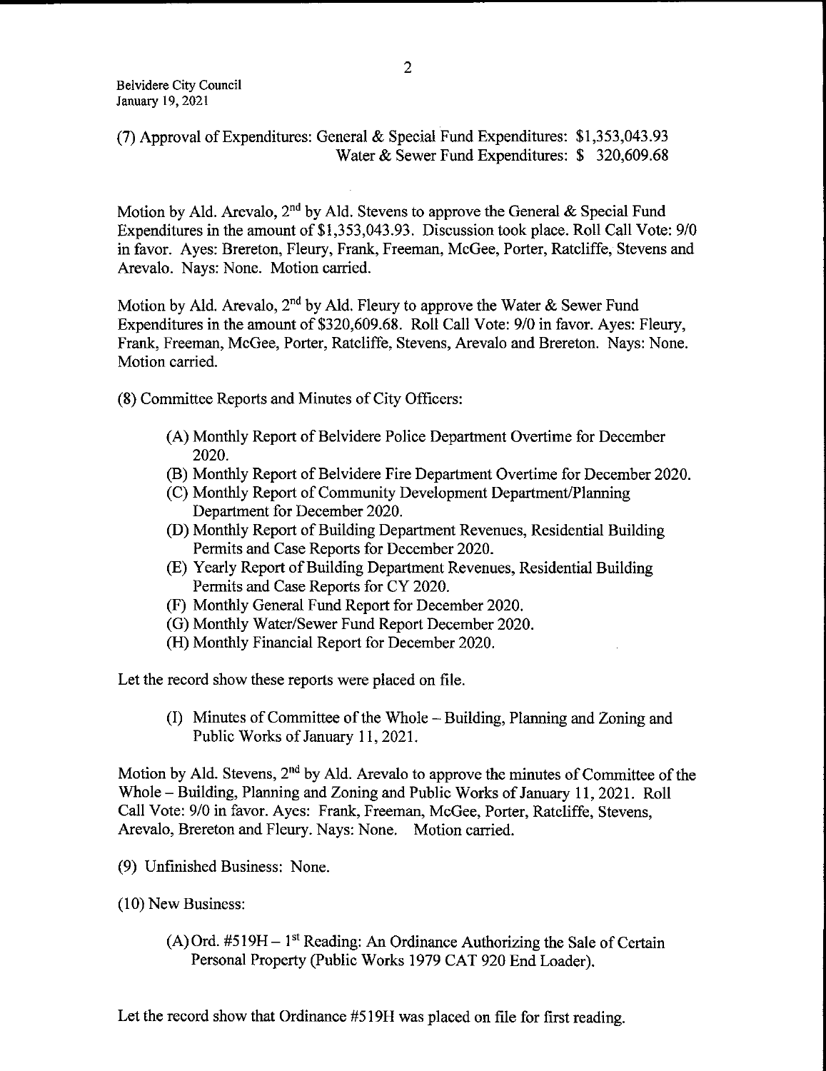(7) Approval of Expenditures: General & Special Fund Expenditures: $1,353,043.93
Water & Sewer Fund Expenditures: $ 320,609.68

Motion by Ald. Arevalo, 2nd by Ald. Stevens to approve the General & Special Fund Expenditures in the amount of $1,353,043.93. Discussion took place. Roll Call Vote: 9/0 in favor. Ayes: Brereton, Fleury, Frank, Freeman, McGee, Porter, Ratcliffe, Stevens and Arevalo. Nays: None. Motion carried.

Motion by Ald. Arevalo, 2nd by Ald. Fleury to approve the Water & Sewer Fund Expenditures in the amount of $320,609.68. Roll Call Vote: 9/0 in favor. Ayes: Fleury, Frank, Freeman, McGee, Porter, Ratcliffe, Stevens, Arevalo and Brereton. Nays: None. Motion carried.

(8) Committee Reports and Minutes of City Officers:

- (A) Monthly Report of Belvidere Police Department Overtime for December 2020.
- (B) Monthly Report of Belvidere Fire Department Overtime for December 2020.
- (C) Monthly Report of Community Development Department/Planning Department for December 2020.
- (D) Monthly Report of Building Department Revenues, Residential Building Permits and Case Reports for December 2020.
- (E) Yearly Report of Building Department Revenues, Residential Building Permits and Case Reports for CY 2020.
- (F) Monthly General Fund Report for December 2020.
- (G) Monthly Water/Sewer Fund Report December 2020.
- (H) Monthly Financial Report for December 2020.

Let the record show these reports were placed on file.

- (I) Minutes of Committee of the Whole – Building, Planning and Zoning and Public Works of January 11, 2021.

Motion by Ald. Stevens, 2nd by Ald. Arevalo to approve the minutes of Committee of the Whole – Building, Planning and Zoning and Public Works of January 11, 2021. Roll Call Vote: 9/0 in favor. Ayes: Frank, Freeman, McGee, Porter, Ratcliffe, Stevens, Arevalo, Brereton and Fleury. Nays: None. Motion carried.

(9) Unfinished Business: None.

(10) New Business:

- (A) Ord. #519H – 1st Reading: An Ordinance Authorizing the Sale of Certain Personal Property (Public Works 1979 CAT 920 End Loader).

Let the record show that Ordinance #519H was placed on file for first reading.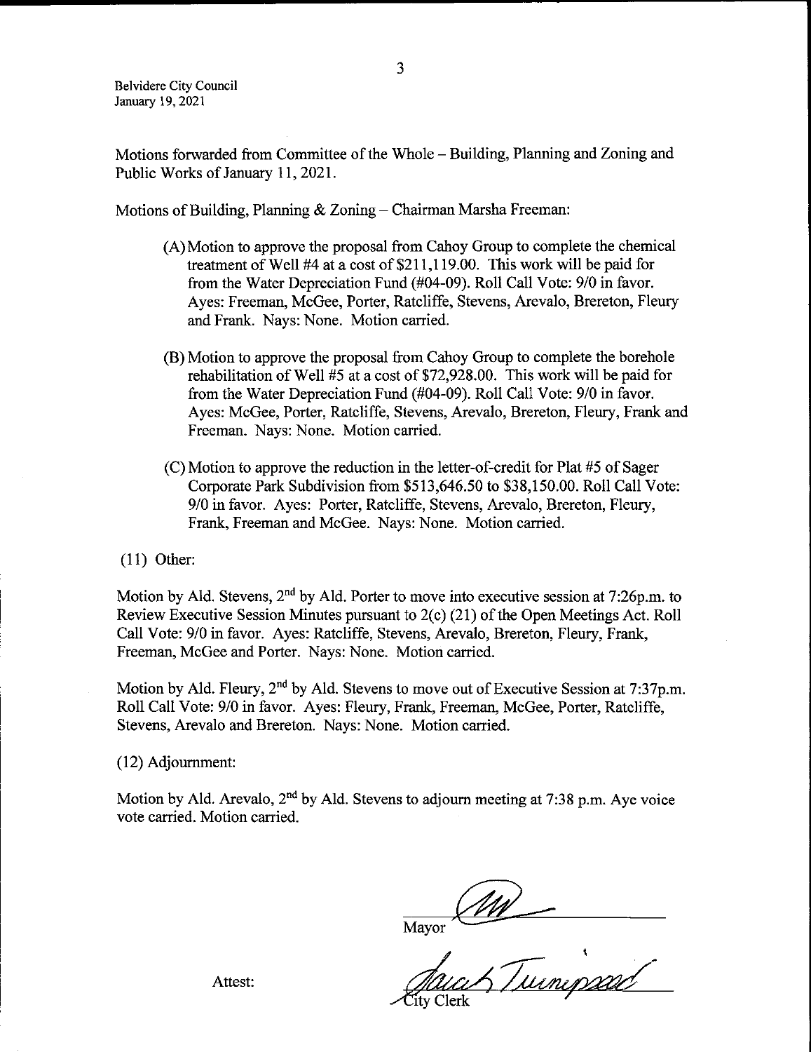Motions forwarded from Committee of the Whole – Building, Planning and Zoning and Public Works of January 11, 2021.

Motions of Building, Planning & Zoning – Chairman Marsha Freeman:

(A) Motion to approve the proposal from Cahoy Group to complete the chemical treatment of Well #4 at a cost of $211,119.00. This work will be paid for from the Water Depreciation Fund (#04-09). Roll Call Vote: 9/0 in favor. Ayes: Freeman, McGee, Porter, Ratcliffe, Stevens, Arevalo, Brereton, Fleury and Frank. Nays: None. Motion carried.

(B) Motion to approve the proposal from Cahoy Group to complete the borehole rehabilitation of Well #5 at a cost of $72,928.00. This work will be paid for from the Water Depreciation Fund (#04-09). Roll Call Vote: 9/0 in favor. Ayes: McGee, Porter, Ratcliffe, Stevens, Arevalo, Brereton, Fleury, Frank and Freeman. Nays: None. Motion carried.

(C) Motion to approve the reduction in the letter-of-credit for Plat #5 of Sager Corporate Park Subdivision from $513,646.50 to $38,150.00. Roll Call Vote: 9/0 in favor. Ayes: Porter, Ratcliffe, Stevens, Arevalo, Brereton, Fleury, Frank, Freeman and McGee. Nays: None. Motion carried.

(11) Other:

Motion by Ald. Stevens, 2nd by Ald. Porter to move into executive session at 7:26p.m. to Review Executive Session Minutes pursuant to 2(c) (21) of the Open Meetings Act. Roll Call Vote: 9/0 in favor. Ayes: Ratcliffe, Stevens, Arevalo, Brereton, Fleury, Frank, Freeman, McGee and Porter. Nays: None. Motion carried.

Motion by Ald. Fleury, 2nd by Ald. Stevens to move out of Executive Session at 7:37p.m. Roll Call Vote: 9/0 in favor. Ayes: Fleury, Frank, Freeman, McGee, Porter, Ratcliffe, Stevens, Arevalo and Brereton. Nays: None. Motion carried.

(12) Adjournment:

Motion by Ald. Arevalo, 2nd by Ald. Stevens to adjourn meeting at 7:38 p.m. Aye voice vote carried. Motion carried.

Mayor

Attest:

City Clerk